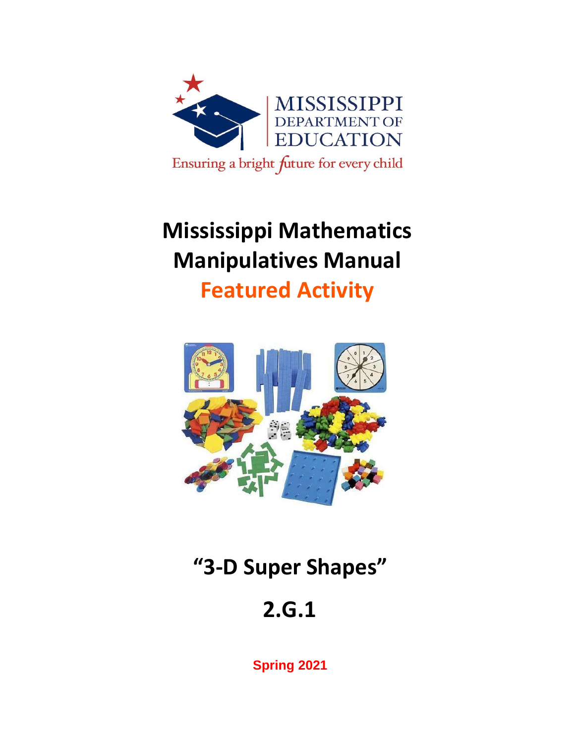MISSISSIPPI DEPARTMENT OF EDUCATION

Ensuring a bright future for every child

# Mississippi Mathematics Manipulatives Manual

## Featured Activity

# "3-D Super Shapes"

# 2.G.1

**Spring 2021**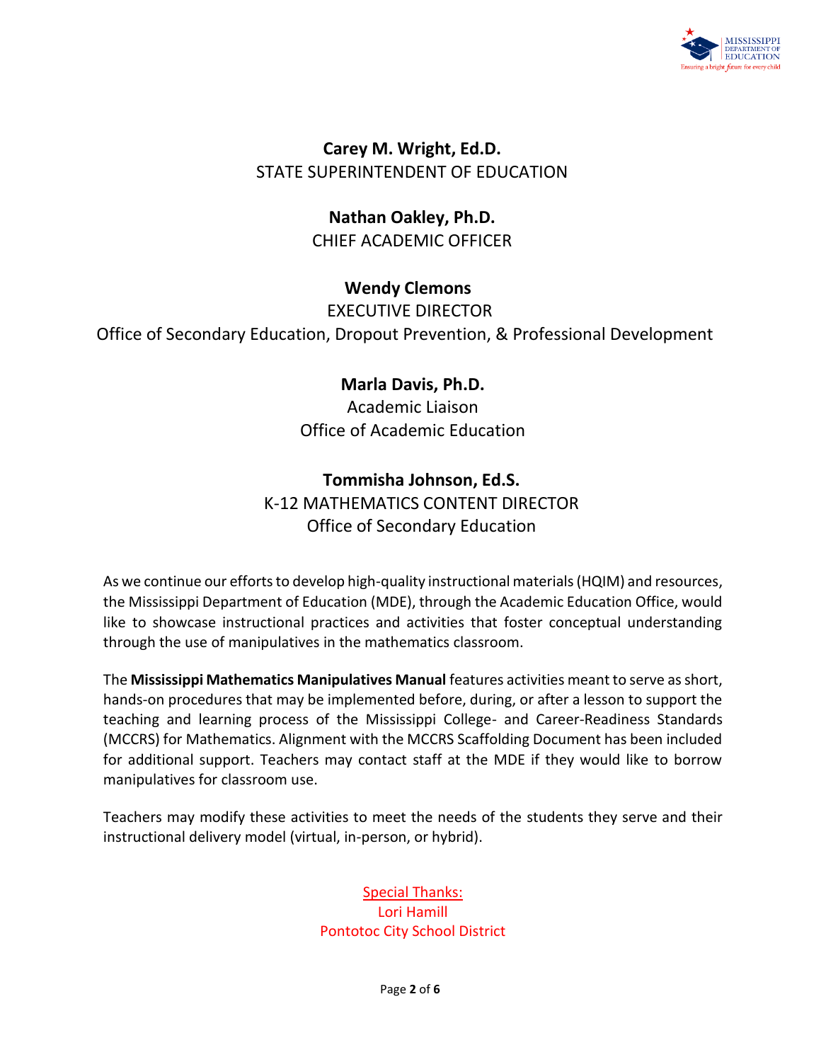**Carey M. Wright, Ed.D.**
STATE SUPERINTENDENT OF EDUCATION

**Nathan Oakley, Ph.D.**
CHIEF ACADEMIC OFFICER

**Wendy Clemons**
EXECUTIVE DIRECTOR
Office of Secondary Education, Dropout Prevention, & Professional Development

**Marla Davis, Ph.D.**
Academic Liaison
Office of Academic Education

**Tommisha Johnson, Ed.S.**
K-12 MATHEMATICS CONTENT DIRECTOR
Office of Secondary Education

As we continue our efforts to develop high-quality instructional materials (HQIM) and resources, the Mississippi Department of Education (MDE), through the Academic Education Office, would like to showcase instructional practices and activities that foster conceptual understanding through the use of manipulatives in the mathematics classroom.

The **Mississippi Mathematics Manipulatives Manual** features activities meant to serve as short, hands-on procedures that may be implemented before, during, or after a lesson to support the teaching and learning process of the Mississippi College- and Career-Readiness Standards (MCCRS) for Mathematics. Alignment with the MCCRS Scaffolding Document has been included for additional support. Teachers may contact staff at the MDE if they would like to borrow manipulatives for classroom use.

Teachers may modify these activities to meet the needs of the students they serve and their instructional delivery model (virtual, in-person, or hybrid).

Special Thanks:
Lori Hamill
Pontotoc City School District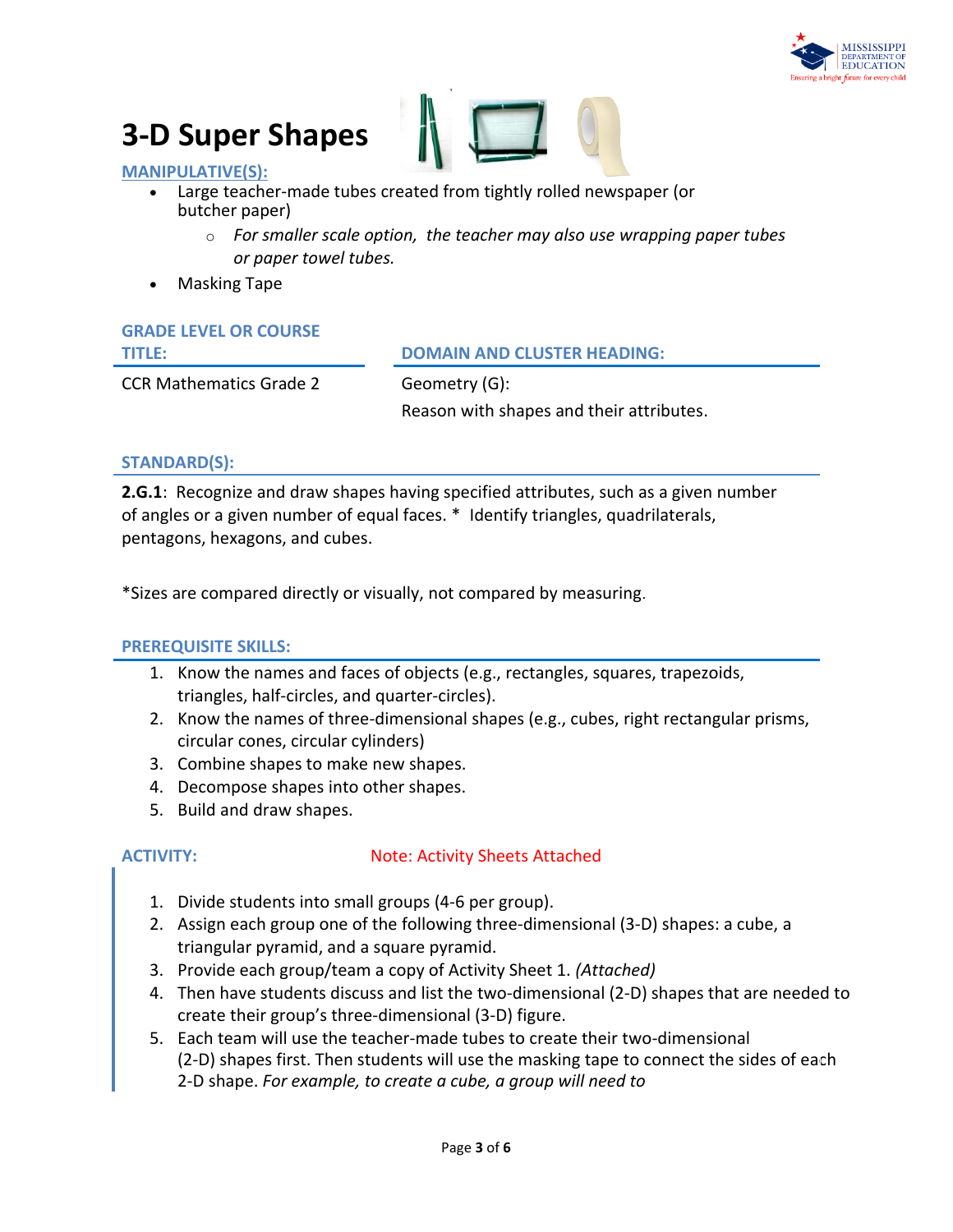# 3-D Super Shapes

## MANIPULATIVE(S):

- Large teacher-made tubes created from tightly rolled newspaper (or butcher paper)
  - *For smaller scale option, the teacher may also use wrapping paper tubes or paper towel tubes.*
- Masking Tape

| GRADE LEVEL OR COURSE TITLE: | DOMAIN AND CLUSTER HEADING: |
|---|---|
| CCR Mathematics Grade 2 | Geometry (G): Reason with shapes and their attributes. |

## STANDARD(S):

**2.G.1**: Recognize and draw shapes having specified attributes, such as a given number of angles or a given number of equal faces. * Identify triangles, quadrilaterals, pentagons, hexagons, and cubes.

*Sizes are compared directly or visually, not compared by measuring.

## PREREQUISITE SKILLS:

1. Know the names and faces of objects (e.g., rectangles, squares, trapezoids, triangles, half-circles, and quarter-circles).
2. Know the names of three-dimensional shapes (e.g., cubes, right rectangular prisms, circular cones, circular cylinders)
3. Combine shapes to make new shapes.
4. Decompose shapes into other shapes.
5. Build and draw shapes.

## ACTIVITY:

Note: Activity Sheets Attached

1. Divide students into small groups (4-6 per group).
2. Assign each group one of the following three-dimensional (3-D) shapes: a cube, a triangular pyramid, and a square pyramid.
3. Provide each group/team a copy of Activity Sheet 1. *(Attached)*
4. Then have students discuss and list the two-dimensional (2-D) shapes that are needed to create their group's three-dimensional (3-D) figure.
5. Each team will use the teacher-made tubes to create their two-dimensional (2-D) shapes first. Then students will use the masking tape to connect the sides of each 2-D shape. *For example, to create a cube, a group will need to*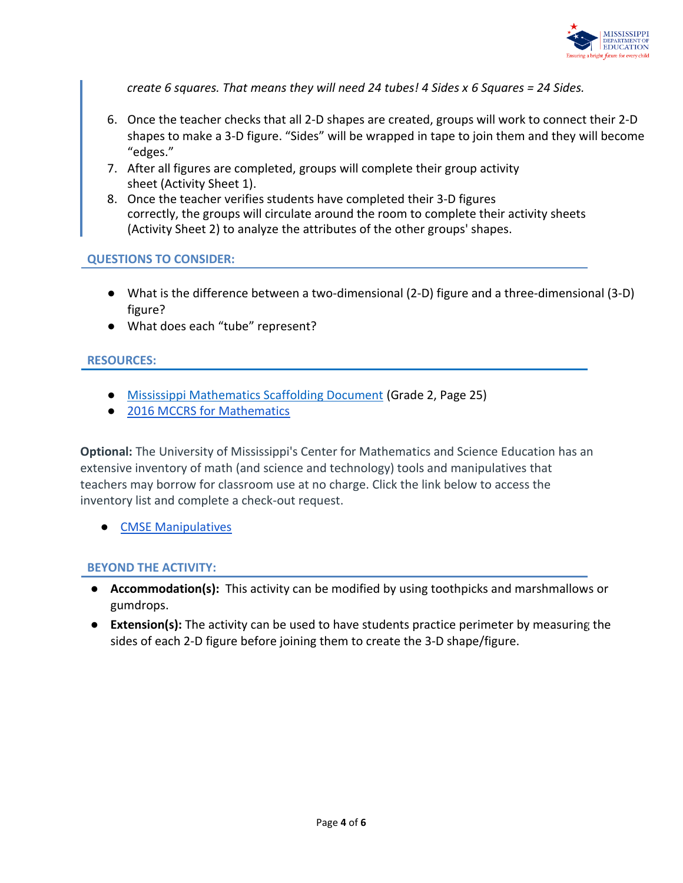*create 6 squares. That means they will need 24 tubes! 4 Sides x 6 Squares = 24 Sides.*

6. Once the teacher checks that all 2-D shapes are created, groups will work to connect their 2-D shapes to make a 3-D figure. “Sides” will be wrapped in tape to join them and they will become “edges.”
7. After all figures are completed, groups will complete their group activity sheet (Activity Sheet 1).
8. Once the teacher verifies students have completed their 3-D figures correctly, the groups will circulate around the room to complete their activity sheets (Activity Sheet 2) to analyze the attributes of the other groups' shapes.

## QUESTIONS TO CONSIDER:

- What is the difference between a two-dimensional (2-D) figure and a three-dimensional (3-D) figure?
- What does each “tube” represent?

## RESOURCES:

- Mississippi Mathematics Scaffolding Document (Grade 2, Page 25)
- 2016 MCCRS for Mathematics

**Optional:** The University of Mississippi's Center for Mathematics and Science Education has an extensive inventory of math (and science and technology) tools and manipulatives that teachers may borrow for classroom use at no charge. Click the link below to access the inventory list and complete a check-out request.

- CMSE Manipulatives

## BEYOND THE ACTIVITY:

- **Accommodation(s):** This activity can be modified by using toothpicks and marshmallows or gumdrops.
- **Extension(s):** The activity can be used to have students practice perimeter by measuring the sides of each 2-D figure before joining them to create the 3-D shape/figure.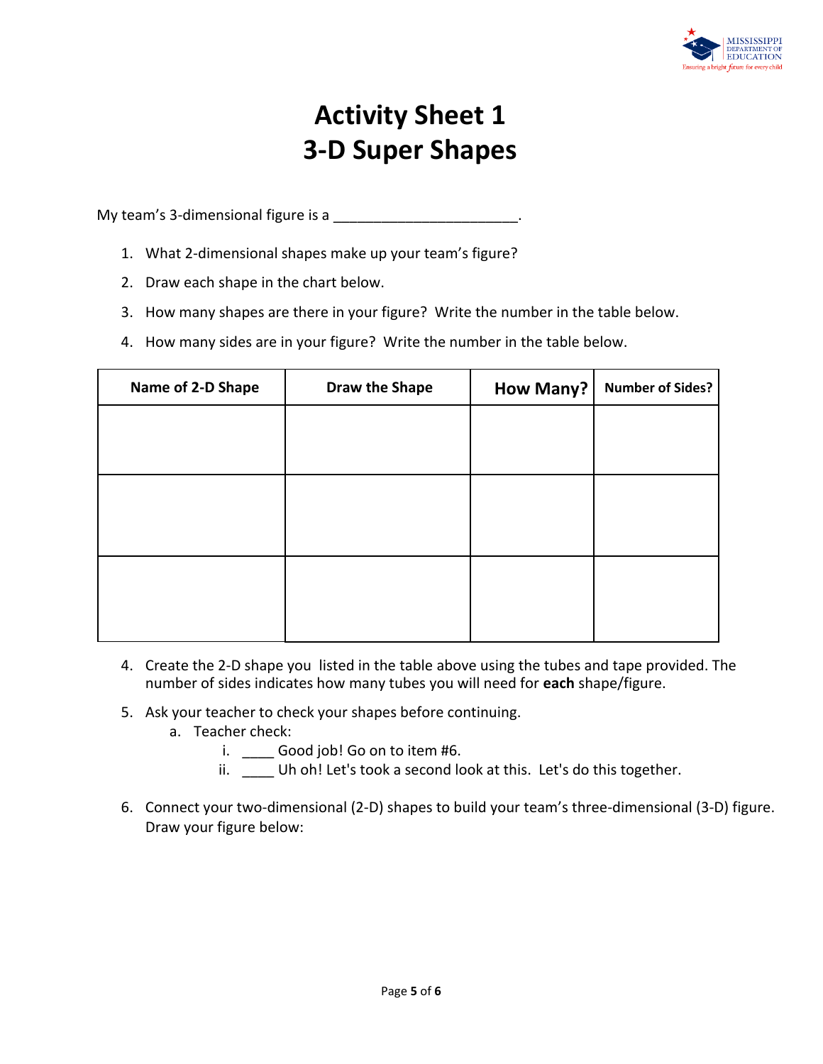# Activity Sheet 1
# 3-D Super Shapes

My team's 3-dimensional figure is a _______________________.

1. What 2-dimensional shapes make up your team's figure?
2. Draw each shape in the chart below.
3. How many shapes are there in your figure? Write the number in the table below.
4. How many sides are in your figure? Write the number in the table below.

| Name of 2-D Shape | Draw the Shape | How Many? | Number of Sides? |
|---|---|---|---|
| | | | |
| | | | |
| | | | |

4. Create the 2-D shape you listed in the table above using the tubes and tape provided. The number of sides indicates how many tubes you will need for **each** shape/figure.
5. Ask your teacher to check your shapes before continuing.
   a. Teacher check:
      i. ____ Good job! Go on to item #6.
      ii. ____ Uh oh! Let's took a second look at this. Let's do this together.
6. Connect your two-dimensional (2-D) shapes to build your team's three-dimensional (3-D) figure. Draw your figure below: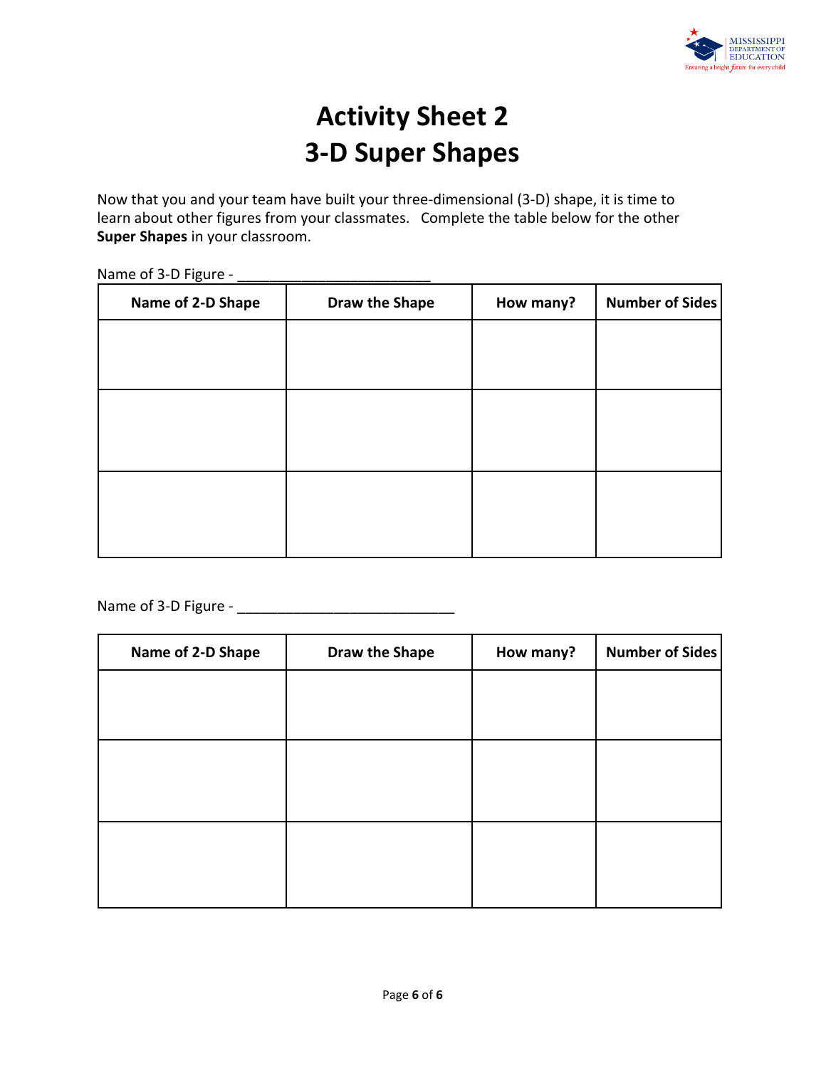# Activity Sheet 2
# 3-D Super Shapes

Now that you and your team have built your three-dimensional (3-D) shape, it is time to learn about other figures from your classmates. Complete the table below for the other **Super Shapes** in your classroom.

Name of 3-D Figure - ________________________

| Name of 2-D Shape | Draw the Shape | How many? | Number of Sides |
|---|---|---|---|
| | | | |
| | | | |
| | | | |

Name of 3-D Figure - ___________________________

| Name of 2-D Shape | Draw the Shape | How many? | Number of Sides |
|---|---|---|---|
| | | | |
| | | | |
| | | | |